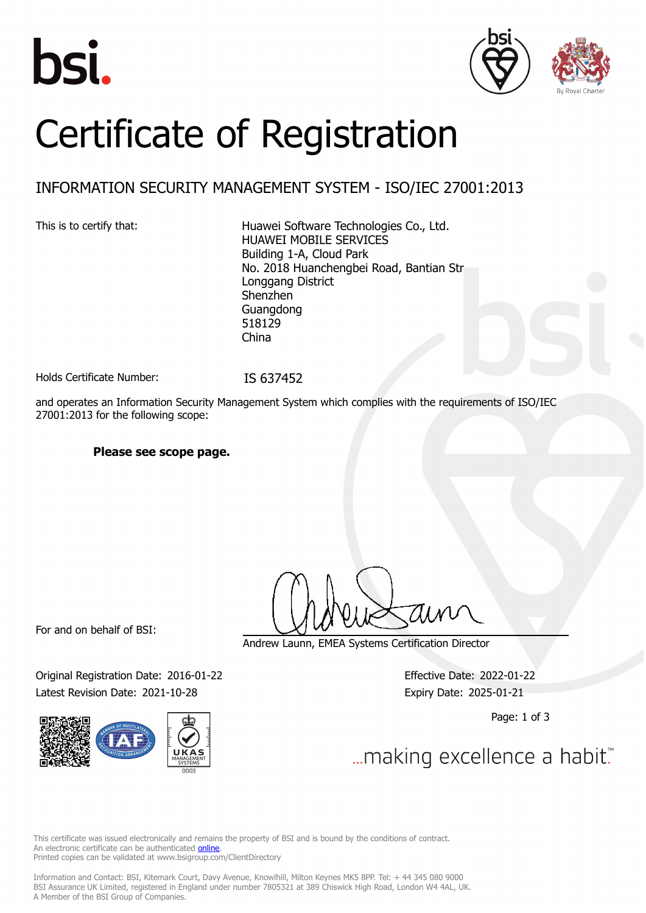# Certificate of Registration

## INFORMATION SECURITY MANAGEMENT SYSTEM - ISO/IEC 27001:2013

This is to certify that:

Huawei Software Technologies Co., Ltd.
HUAWEI MOBILE SERVICES
Building 1-A, Cloud Park
No. 2018 Huanchengbei Road, Bantian Str
Longgang District
Shenzhen
Guangdong
518129
China

Holds Certificate Number: IS 637452

and operates an Information Security Management System which complies with the requirements of ISO/IEC 27001:2013 for the following scope:

**Please see scope page.**

For and on behalf of BSI:

Andrew Launn, EMEA Systems Certification Director

Original Registration Date: 2016-01-22
Latest Revision Date: 2021-10-28

Effective Date: 2022-01-22
Expiry Date: 2025-01-21

...making excellence a habit.™

This certificate was issued electronically and remains the property of BSI and is bound by the conditions of contract.
An electronic certificate can be authenticated online.
Printed copies can be validated at www.bsigroup.com/ClientDirectory

Information and Contact: BSI, Kitemark Court, Davy Avenue, Knowlhill, Milton Keynes MK5 8PP. Tel: + 44 345 080 9000
BSI Assurance UK Limited, registered in England under number 7805321 at 389 Chiswick High Road, London W4 4AL, UK.
A Member of the BSI Group of Companies.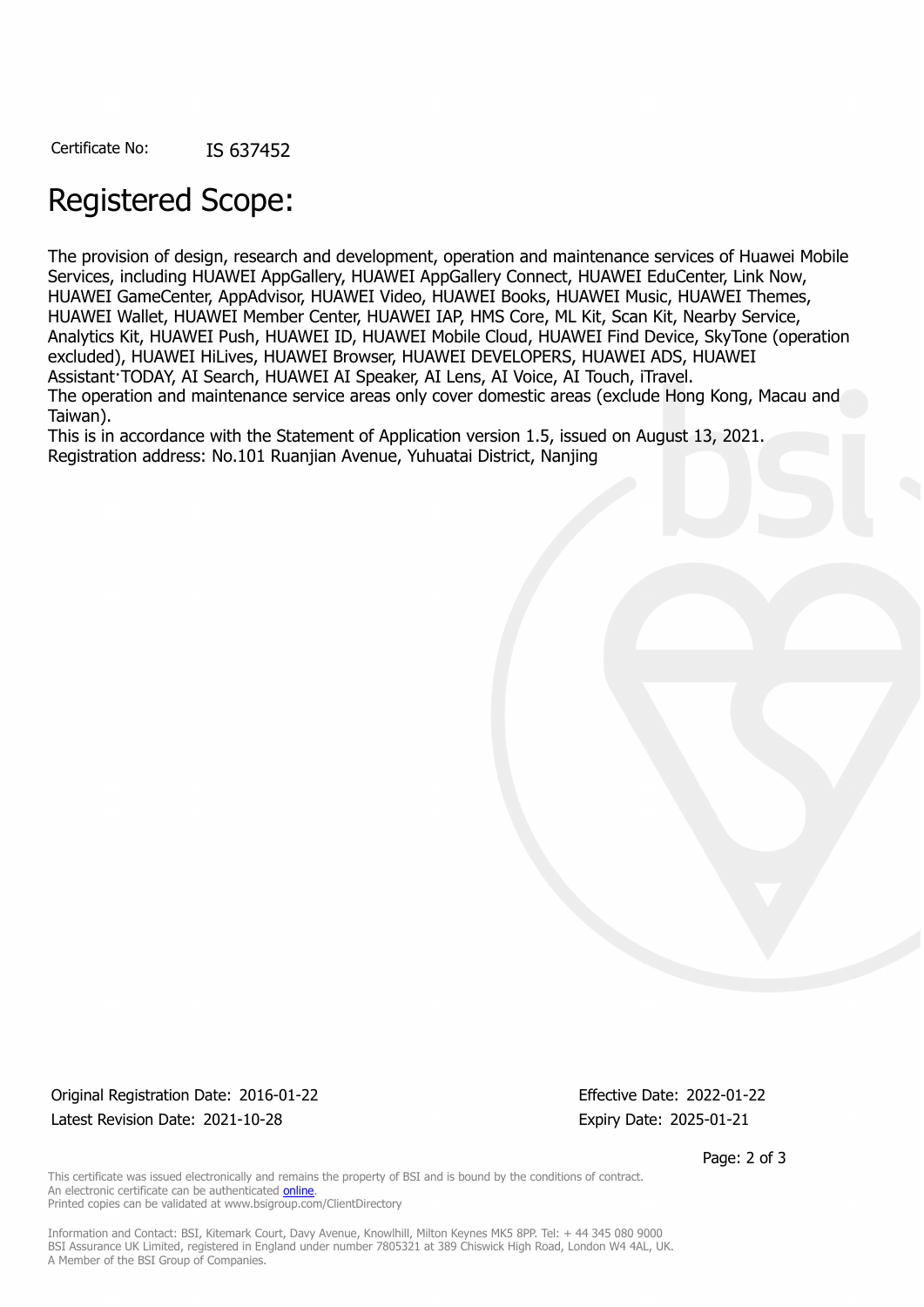Certificate No: IS 637452

# Registered Scope:

The provision of design, research and development, operation and maintenance services of Huawei Mobile Services, including HUAWEI AppGallery, HUAWEI AppGallery Connect, HUAWEI EduCenter, Link Now, HUAWEI GameCenter, AppAdvisor, HUAWEI Video, HUAWEI Books, HUAWEI Music, HUAWEI Themes, HUAWEI Wallet, HUAWEI Member Center, HUAWEI IAP, HMS Core, ML Kit, Scan Kit, Nearby Service, Analytics Kit, HUAWEI Push, HUAWEI ID, HUAWEI Mobile Cloud, HUAWEI Find Device, SkyTone (operation excluded), HUAWEI HiLives, HUAWEI Browser, HUAWEI DEVELOPERS, HUAWEI ADS, HUAWEI Assistant·TODAY, AI Search, HUAWEI AI Speaker, AI Lens, AI Voice, AI Touch, iTravel.
The operation and maintenance service areas only cover domestic areas (exclude Hong Kong, Macau and Taiwan).
This is in accordance with the Statement of Application version 1.5, issued on August 13, 2021.
Registration address: No.101 Ruanjian Avenue, Yuhuatai District, Nanjing

Original Registration Date: 2016-01-22
Latest Revision Date: 2021-10-28

Effective Date: 2022-01-22
Expiry Date: 2025-01-21

This certificate was issued electronically and remains the property of BSI and is bound by the conditions of contract.
An electronic certificate can be authenticated online.
Printed copies can be validated at www.bsigroup.com/ClientDirectory

Information and Contact: BSI, Kitemark Court, Davy Avenue, Knowlhill, Milton Keynes MK5 8PP. Tel: + 44 345 080 9000
BSI Assurance UK Limited, registered in England under number 7805321 at 389 Chiswick High Road, London W4 4AL, UK.
A Member of the BSI Group of Companies.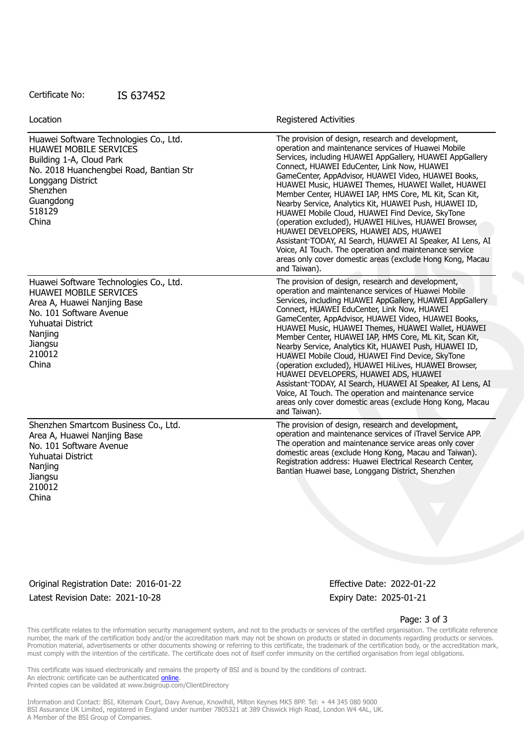Certificate No: IS 637452

| Location | Registered Activities |
| --- | --- |
| Huawei Software Technologies Co., Ltd.<br>HUAWEI MOBILE SERVICES<br>Building 1-A, Cloud Park<br>No. 2018 Huanchengbei Road, Bantian Str<br>Longgang District<br>Shenzhen<br>Guangdong<br>518129<br>China | The provision of design, research and development, operation and maintenance services of Huawei Mobile Services, including HUAWEI AppGallery, HUAWEI AppGallery Connect, HUAWEI EduCenter, Link Now, HUAWEI GameCenter, AppAdvisor, HUAWEI Video, HUAWEI Books, HUAWEI Music, HUAWEI Themes, HUAWEI Wallet, HUAWEI Member Center, HUAWEI IAP, HMS Core, ML Kit, Scan Kit, Nearby Service, Analytics Kit, HUAWEI Push, HUAWEI ID, HUAWEI Mobile Cloud, HUAWEI Find Device, SkyTone (operation excluded), HUAWEI HiLives, HUAWEI Browser, HUAWEI DEVELOPERS, HUAWEI ADS, HUAWEI Assistant·TODAY, AI Search, HUAWEI AI Speaker, AI Lens, AI Voice, AI Touch. The operation and maintenance service areas only cover domestic areas (exclude Hong Kong, Macau and Taiwan). |
| Huawei Software Technologies Co., Ltd.<br>HUAWEI MOBILE SERVICES<br>Area A, Huawei Nanjing Base<br>No. 101 Software Avenue<br>Yuhuatai District<br>Nanjing<br>Jiangsu<br>210012<br>China | The provision of design, research and development, operation and maintenance services of Huawei Mobile Services, including HUAWEI AppGallery, HUAWEI AppGallery Connect, HUAWEI EduCenter, Link Now, HUAWEI GameCenter, AppAdvisor, HUAWEI Video, HUAWEI Books, HUAWEI Music, HUAWEI Themes, HUAWEI Wallet, HUAWEI Member Center, HUAWEI IAP, HMS Core, ML Kit, Scan Kit, Nearby Service, Analytics Kit, HUAWEI Push, HUAWEI ID, HUAWEI Mobile Cloud, HUAWEI Find Device, SkyTone (operation excluded), HUAWEI HiLives, HUAWEI Browser, HUAWEI DEVELOPERS, HUAWEI ADS, HUAWEI Assistant·TODAY, AI Search, HUAWEI AI Speaker, AI Lens, AI Voice, AI Touch. The operation and maintenance service areas only cover domestic areas (exclude Hong Kong, Macau and Taiwan). |
| Shenzhen Smartcom Business Co., Ltd.<br>Area A, Huawei Nanjing Base<br>No. 101 Software Avenue<br>Yuhuatai District<br>Nanjing<br>Jiangsu<br>210012<br>China | The provision of design, research and development, operation and maintenance services of iTravel Service APP. The operation and maintenance service areas only cover domestic areas (exclude Hong Kong, Macau and Taiwan). Registration address: Huawei Electrical Research Center, Bantian Huawei base, Longgang District, Shenzhen |

Original Registration Date: 2016-01-22

Latest Revision Date: 2021-10-28

Effective Date: 2022-01-22

Expiry Date: 2025-01-21

This certificate relates to the information security management system, and not to the products or services of the certified organisation. The certificate reference number, the mark of the certification body and/or the accreditation mark may not be shown on products or stated in documents regarding products or services. Promotion material, advertisements or other documents showing or referring to this certificate, the trademark of the certification body, or the accreditation mark, must comply with the intention of the certificate. The certificate does not of itself confer immunity on the certified organisation from legal obligations.

This certificate was issued electronically and remains the property of BSI and is bound by the conditions of contract.
An electronic certificate can be authenticated online.
Printed copies can be validated at www.bsigroup.com/ClientDirectory

Information and Contact: BSI, Kitemark Court, Davy Avenue, Knowlhill, Milton Keynes MK5 8PP. Tel: + 44 345 080 9000
BSI Assurance UK Limited, registered in England under number 7805321 at 389 Chiswick High Road, London W4 4AL, UK.
A Member of the BSI Group of Companies.